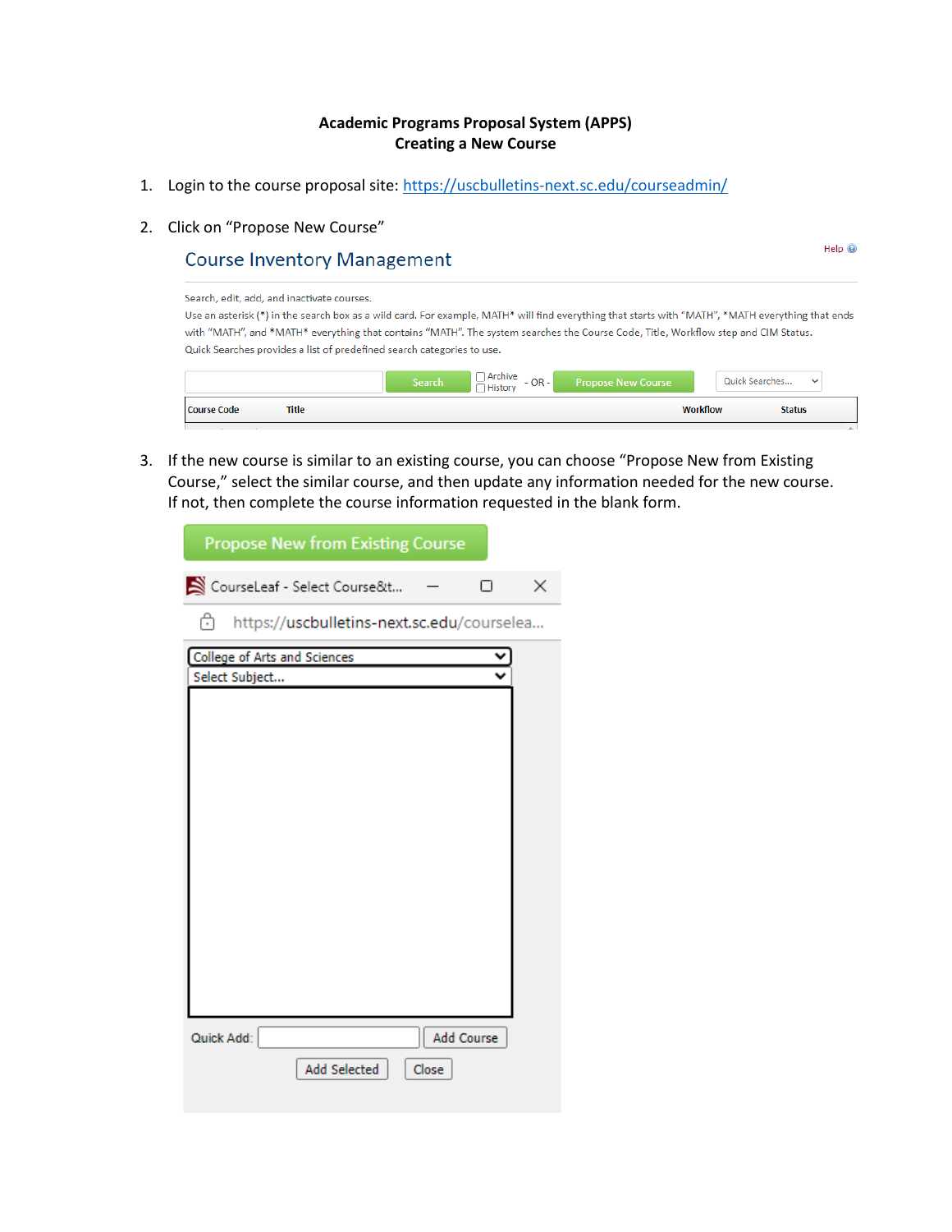# Academic Programs Proposal System (APPS)
## Creating a New Course

1. Login to the course proposal site: [https://uscbulletins-next.sc.edu/courseadmin/](https://uscbulletins-next.sc.edu/courseadmin/)

2. Click on "Propose New Course"

   Course Inventory Management

   Help

   Search, edit, add, and inactivate courses.

   Use an asterisk (*) in the search box as a wild card. For example, MATH* will find everything that starts with "MATH", *MATH everything that ends with "MATH", and *MATH* everything that contains "MATH". The system searches the Course Code, Title, Workflow step and CIM Status.

   Quick Searches provides a list of predefined search categories to use.

   Search | Archive | History | - OR - | Propose New Course | Quick Searches...

   | Course Code | Title | Workflow | Status |
   |---|---|---|---|

3. If the new course is similar to an existing course, you can choose "Propose New from Existing Course," select the similar course, and then update any information needed for the new course. If not, then complete the course information requested in the blank form.

   Propose New from Existing Course

   CourseLeaf - Select Course&t...

   https://uscbulletins-next.sc.edu/courselea...

   College of Arts and Sciences

   Select Subject...

   Quick Add: | Add Course

   Add Selected | Close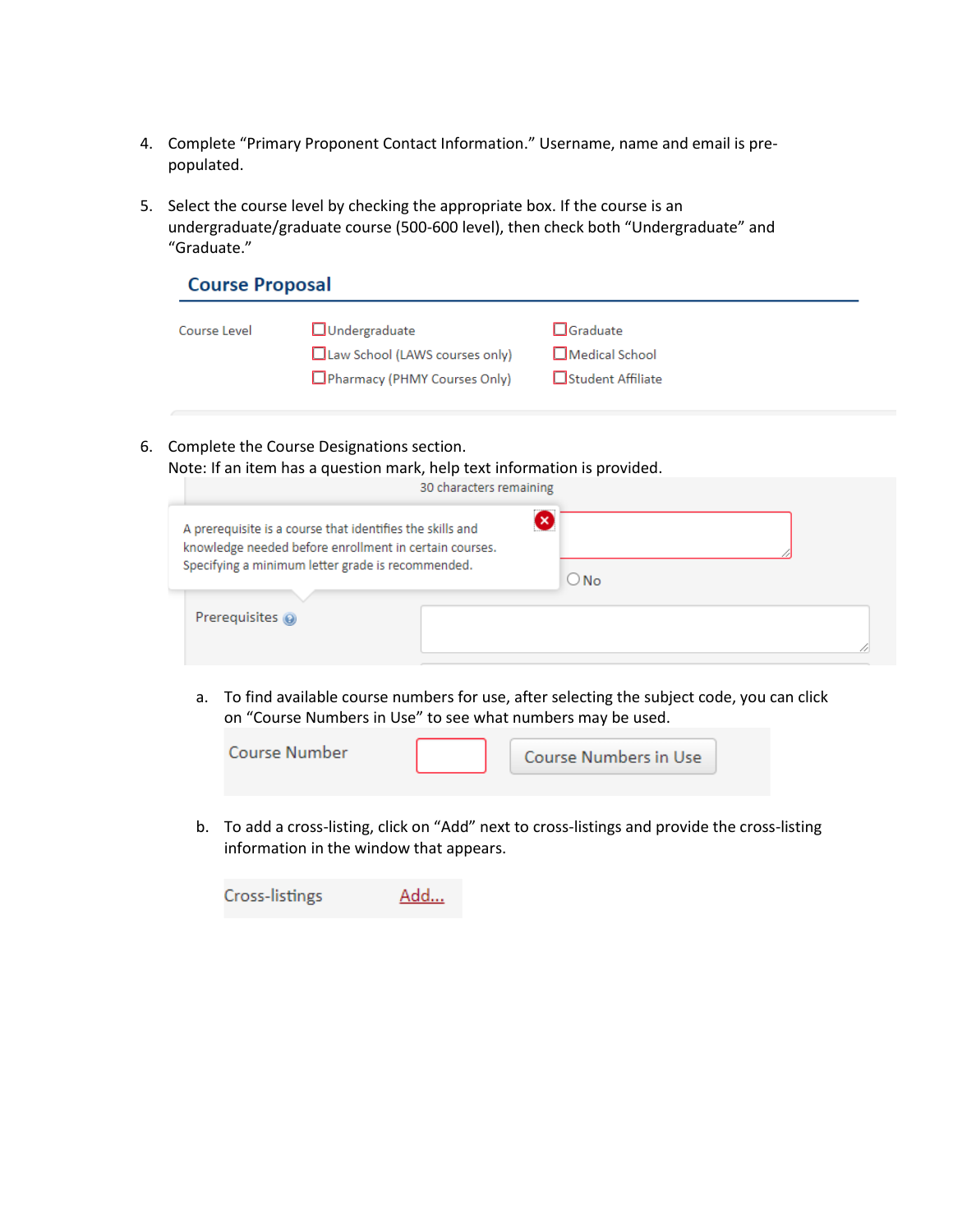4. Complete “Primary Proponent Contact Information.” Username, name and email is pre-populated.

5. Select the course level by checking the appropriate box. If the course is an undergraduate/graduate course (500-600 level), then check both “Undergraduate” and “Graduate.”

## Course Proposal

Course Level

- ☐ Undergraduate
- ☐ Graduate
- ☐ Law School (LAWS courses only)
- ☐ Medical School
- ☐ Pharmacy (PHMY Courses Only)
- ☐ Student Affiliate

6. Complete the Course Designations section.
   Note: If an item has a question mark, help text information is provided.

   30 characters remaining

   A prerequisite is a course that identifies the skills and knowledge needed before enrollment in certain courses. Specifying a minimum letter grade is recommended.

   ○ No

   Prerequisites

   a. To find available course numbers for use, after selecting the subject code, you can click on “Course Numbers in Use” to see what numbers may be used.

      Course Number [ ] Course Numbers in Use

   b. To add a cross-listing, click on “Add” next to cross-listings and provide the cross-listing information in the window that appears.

      Cross-listings Add...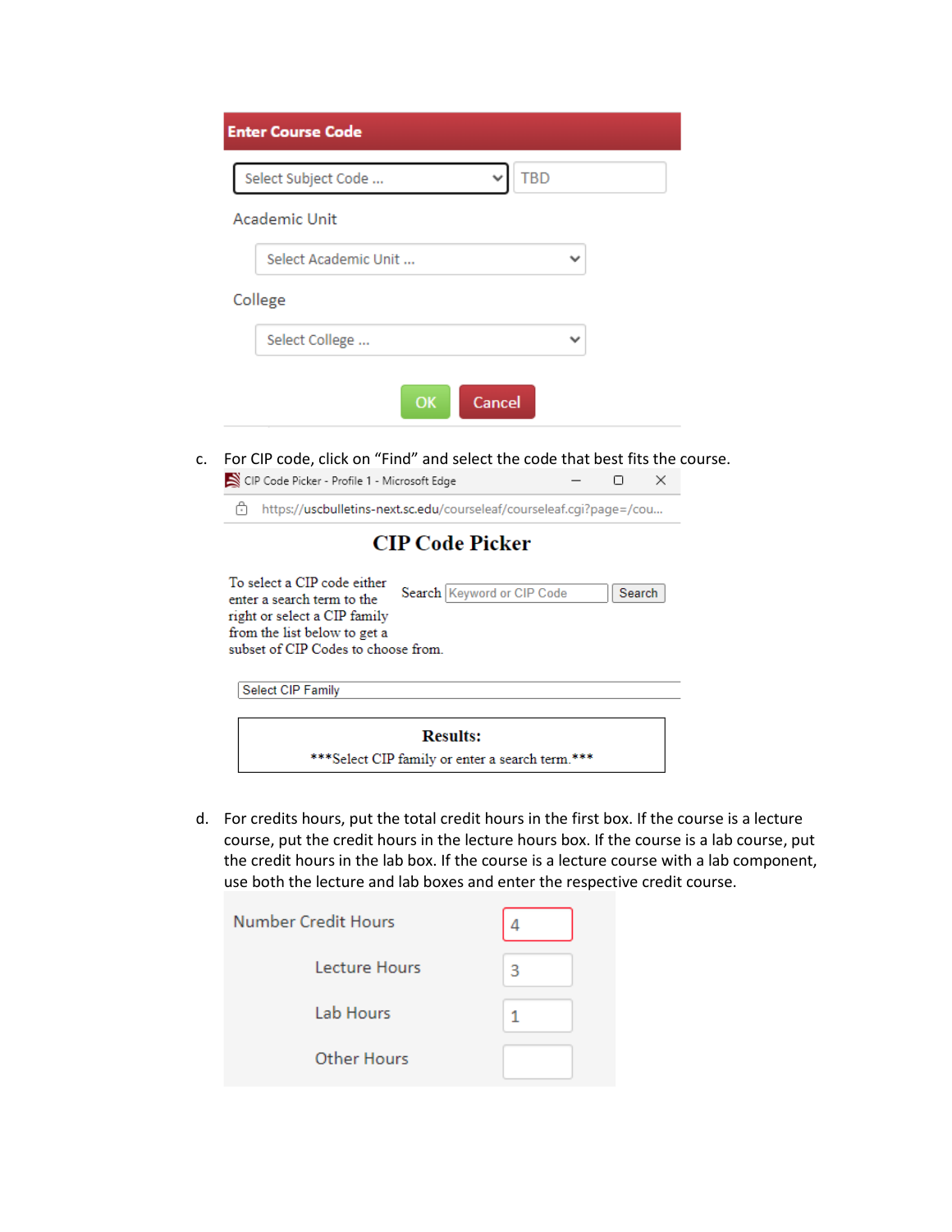**Enter Course Code**

Select Subject Code ... TBD

Academic Unit

Select Academic Unit ...

College

Select College ...

OK Cancel

c. For CIP code, click on "Find" and select the code that best fits the course.

CIP Code Picker - Profile 1 - Microsoft Edge

https://uscbulletins-next.sc.edu/courseleaf/courseleaf.cgi?page=/cou...

**CIP Code Picker**

To select a CIP code either enter a search term to the right or select a CIP family from the list below to get a subset of CIP Codes to choose from.

Search Keyword or CIP Code Search

Select CIP Family

**Results:**

***Select CIP family or enter a search term.***

d. For credits hours, put the total credit hours in the first box. If the course is a lecture course, put the credit hours in the lecture hours box. If the course is a lab course, put the credit hours in the lab box. If the course is a lecture course with a lab component, use both the lecture and lab boxes and enter the respective credit course.

| | |
|---|---|
| Number Credit Hours | 4 |
| Lecture Hours | 3 |
| Lab Hours | 1 |
| Other Hours | |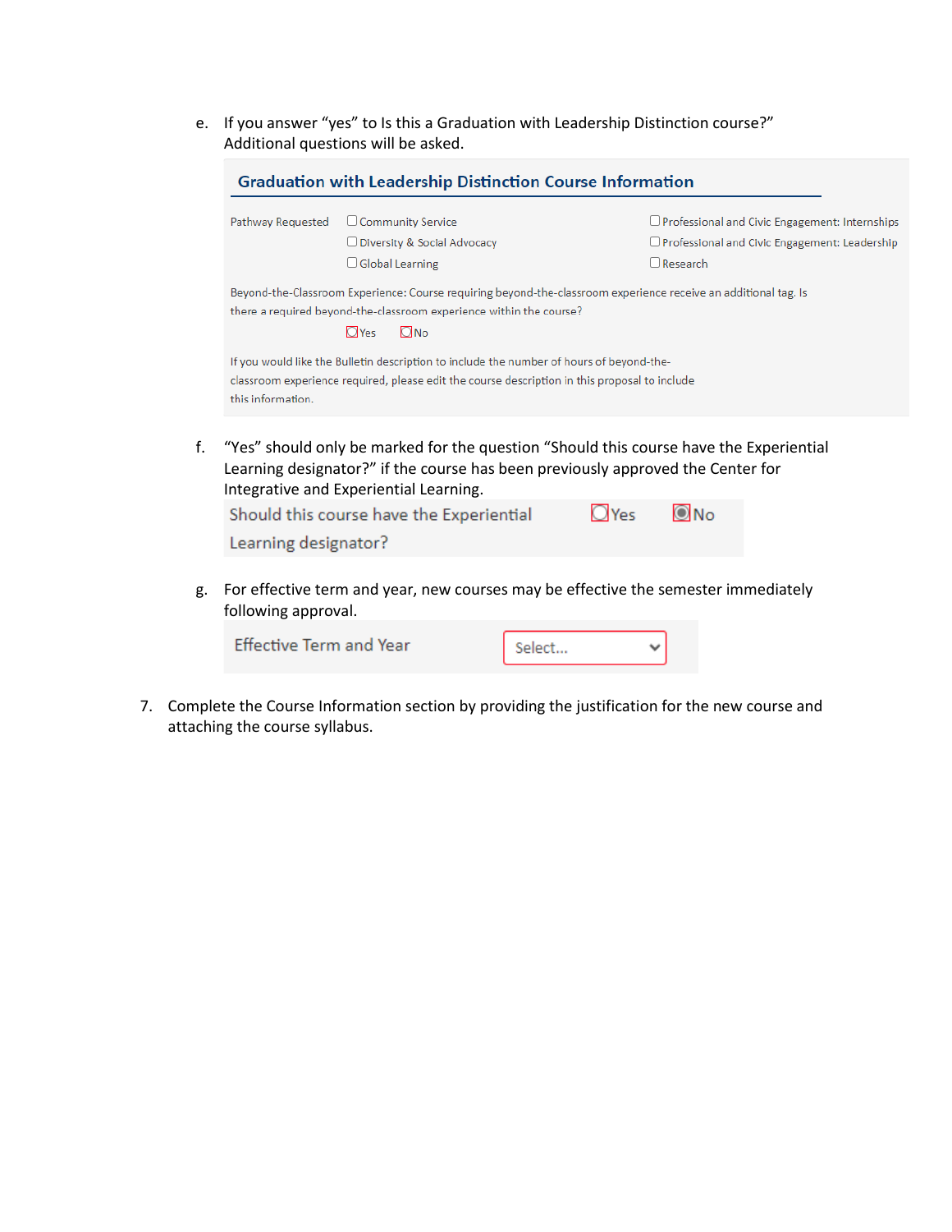e. If you answer "yes" to Is this a Graduation with Leadership Distinction course?" Additional questions will be asked.

**Graduation with Leadership Distinction Course Information**

Pathway Requested

- ☐ Community Service
- ☐ Diversity & Social Advocacy
- ☐ Global Learning
- ☐ Professional and Civic Engagement: Internships
- ☐ Professional and Civic Engagement: Leadership
- ☐ Research

Beyond-the-Classroom Experience: Course requiring beyond-the-classroom experience receive an additional tag. Is there a required beyond-the-classroom experience within the course?

○ Yes ○ No

If you would like the Bulletin description to include the number of hours of beyond-the-classroom experience required, please edit the course description in this proposal to include this information.

f. "Yes" should only be marked for the question "Should this course have the Experiential Learning designator?" if the course has been previously approved the Center for Integrative and Experiential Learning.

Should this course have the Experiential Learning designator? ○ Yes ● No

g. For effective term and year, new courses may be effective the semester immediately following approval.

Effective Term and Year [Select...]

7. Complete the Course Information section by providing the justification for the new course and attaching the course syllabus.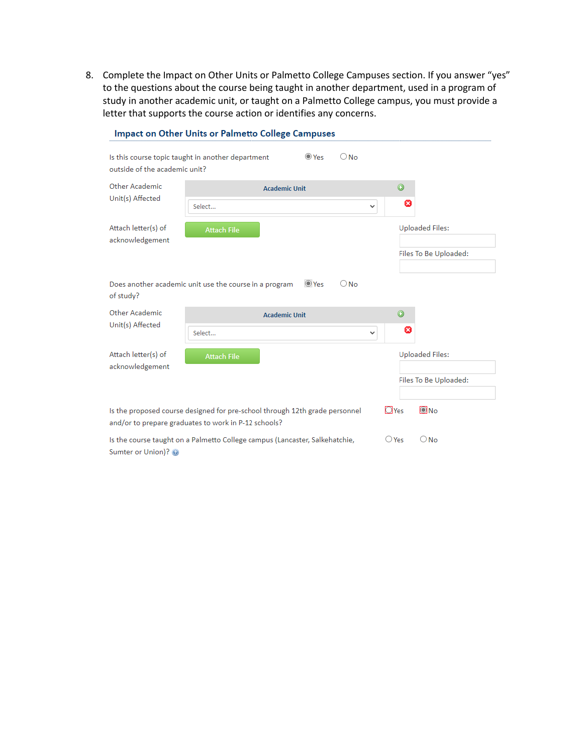8. Complete the Impact on Other Units or Palmetto College Campuses section. If you answer "yes" to the questions about the course being taught in another department, used in a program of study in another academic unit, or taught on a Palmetto College campus, you must provide a letter that supports the course action or identifies any concerns.

### Impact on Other Units or Palmetto College Campuses

Is this course topic taught in another department outside of the academic unit? (●) Yes ( ) No

Other Academic Unit(s) Affected

| Academic Unit | |
|---|---|
| Select... | |

Attach letter(s) of acknowledgement [Attach File]

Uploaded Files:

Files To Be Uploaded:

Does another academic unit use the course in a program of study? (●) Yes ( ) No

Other Academic Unit(s) Affected

| Academic Unit | |
|---|---|
| Select... | |

Attach letter(s) of acknowledgement [Attach File]

Uploaded Files:

Files To Be Uploaded:

Is the proposed course designed for pre-school through 12th grade personnel and/or to prepare graduates to work in P-12 schools? ( ) Yes (●) No

Is the course taught on a Palmetto College campus (Lancaster, Salkehatchie, Sumter or Union)? ( ) Yes ( ) No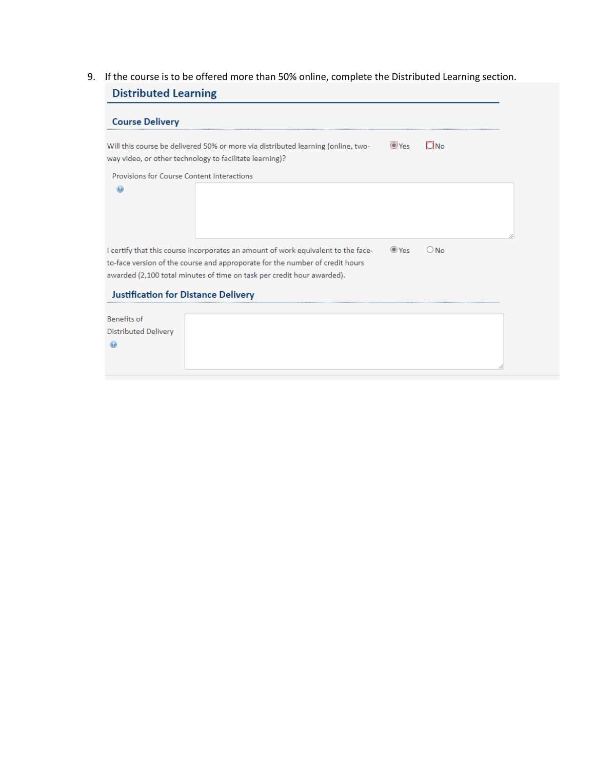9. If the course is to be offered more than 50% online, complete the Distributed Learning section.

## Distributed Learning

### Course Delivery

Will this course be delivered 50% or more via distributed learning (online, two-way video, or other technology to facilitate learning)? (●) Yes ( ) No

Provisions for Course Content Interactions

I certify that this course incorporates an amount of work equivalent to the face-to-face version of the course and approporate for the number of credit hours awarded (2,100 total minutes of time on task per credit hour awarded). (●) Yes ( ) No

### Justification for Distance Delivery

Benefits of Distributed Delivery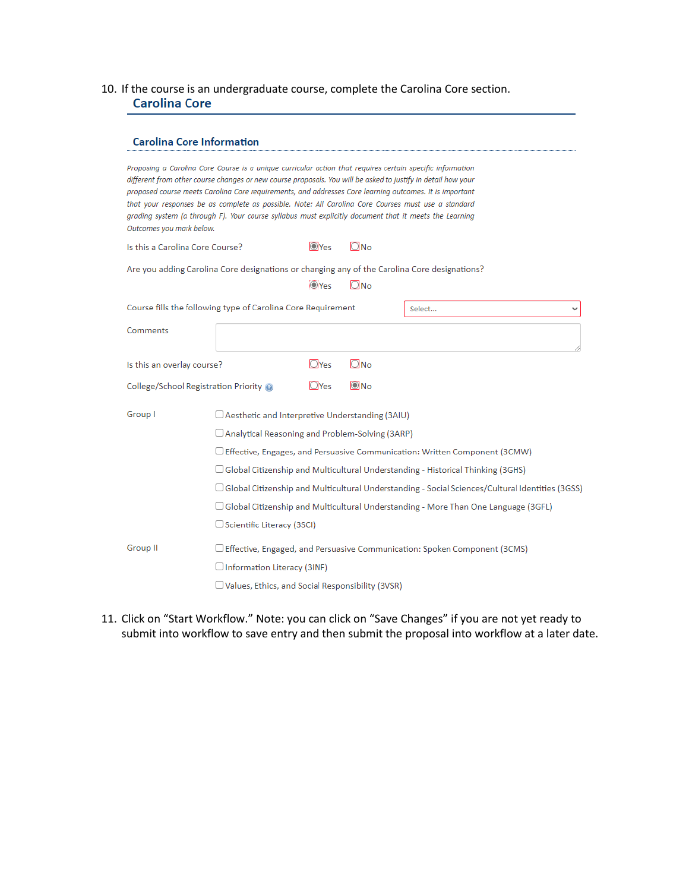10. If the course is an undergraduate course, complete the Carolina Core section.

## Carolina Core

### Carolina Core Information

*Proposing a Carolina Core Course is a unique curricular action that requires certain specific information different from other course changes or new course proposals. You will be asked to justify in detail how your proposed course meets Carolina Core requirements, and addresses Core learning outcomes. It is important that your responses be as complete as possible. Note: All Carolina Core Courses must use a standard grading system (a through F). Your course syllabus must explicitly document that it meets the Learning Outcomes you mark below.*

Is this a Carolina Core Course? ◉Yes ○No

Are you adding Carolina Core designations or changing any of the Carolina Core designations?

◉Yes ○No

Course fills the following type of Carolina Core Requirement [Select...]

Comments [ ]

Is this an overlay course? ○Yes ○No

College/School Registration Priority ○Yes ◉No

Group I

- ☐ Aesthetic and Interpretive Understanding (3AIU)
- ☐ Analytical Reasoning and Problem-Solving (3ARP)
- ☐ Effective, Engages, and Persuasive Communication: Written Component (3CMW)
- ☐ Global Citizenship and Multicultural Understanding - Historical Thinking (3GHS)
- ☐ Global Citizenship and Multicultural Understanding - Social Sciences/Cultural Identities (3GSS)
- ☐ Global Citizenship and Multicultural Understanding - More Than One Language (3GFL)
- ☐ Scientific Literacy (3SCI)

Group II

- ☐ Effective, Engaged, and Persuasive Communication: Spoken Component (3CMS)
- ☐ Information Literacy (3INF)
- ☐ Values, Ethics, and Social Responsibility (3VSR)

11. Click on “Start Workflow.” Note: you can click on “Save Changes” if you are not yet ready to submit into workflow to save entry and then submit the proposal into workflow at a later date.